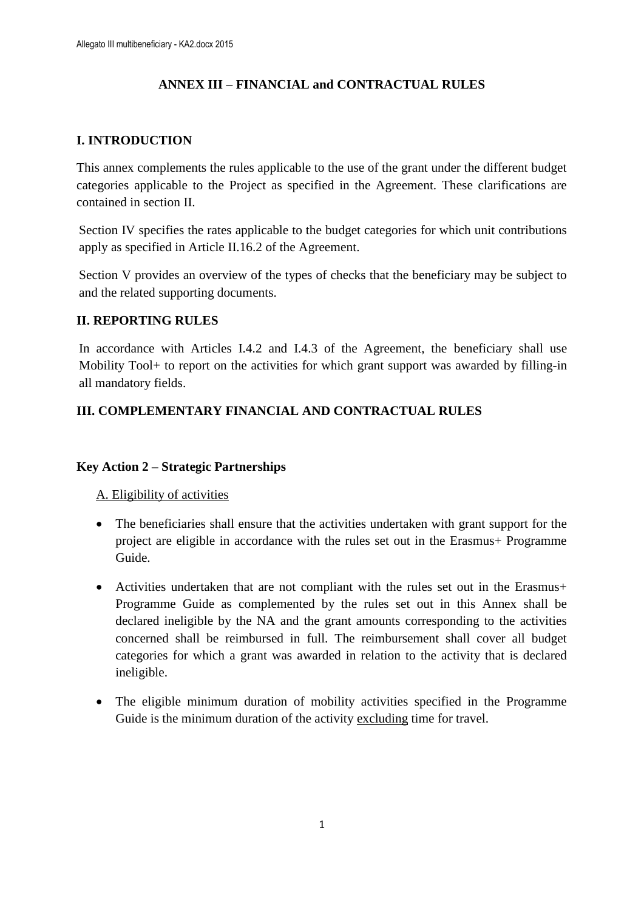# ANNEX III – FINANCIAL and CONTRACTUAL RULES

## I. INTRODUCTION

This annex complements the rules applicable to the use of the grant under the different budget categories applicable to the Project as specified in the Agreement. These clarifications are contained in section II.

Section IV specifies the rates applicable to the budget categories for which unit contributions apply as specified in Article II.16.2 of the Agreement.

Section V provides an overview of the types of checks that the beneficiary may be subject to and the related supporting documents.

## II. REPORTING RULES

In accordance with Articles I.4.2 and I.4.3 of the Agreement, the beneficiary shall use Mobility Tool+ to report on the activities for which grant support was awarded by filling-in all mandatory fields.

## III. COMPLEMENTARY FINANCIAL AND CONTRACTUAL RULES

### Key Action 2 – Strategic Partnerships

A. Eligibility of activities

- The beneficiaries shall ensure that the activities undertaken with grant support for the project are eligible in accordance with the rules set out in the Erasmus+ Programme Guide.
- Activities undertaken that are not compliant with the rules set out in the Erasmus+ Programme Guide as complemented by the rules set out in this Annex shall be declared ineligible by the NA and the grant amounts corresponding to the activities concerned shall be reimbursed in full. The reimbursement shall cover all budget categories for which a grant was awarded in relation to the activity that is declared ineligible.
- The eligible minimum duration of mobility activities specified in the Programme Guide is the minimum duration of the activity excluding time for travel.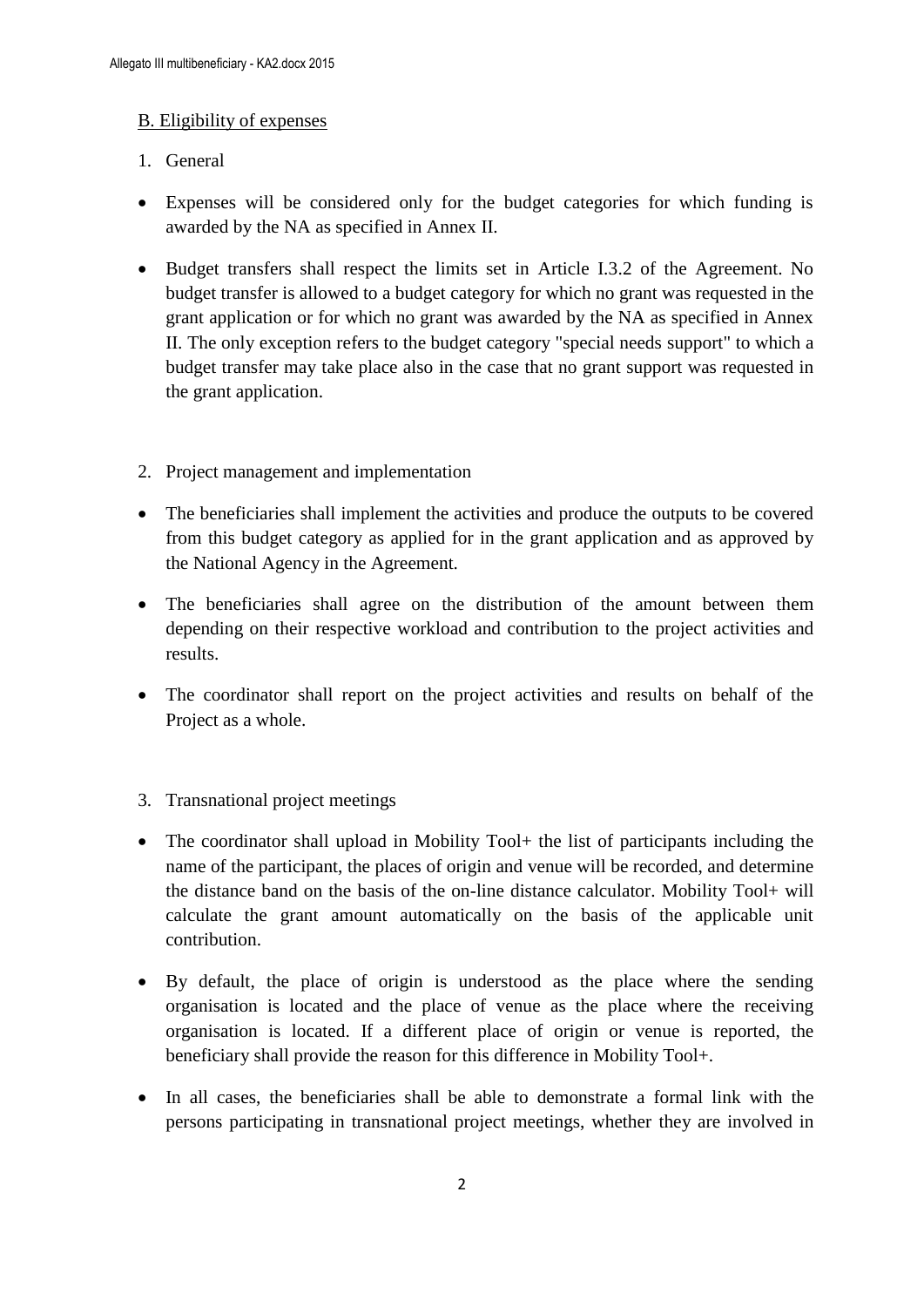<u>B. Eligibility of expenses</u>

1. General

- Expenses will be considered only for the budget categories for which funding is awarded by the NA as specified in Annex II.
- Budget transfers shall respect the limits set in Article I.3.2 of the Agreement. No budget transfer is allowed to a budget category for which no grant was requested in the grant application or for which no grant was awarded by the NA as specified in Annex II. The only exception refers to the budget category "special needs support" to which a budget transfer may take place also in the case that no grant support was requested in the grant application.

2. Project management and implementation

- The beneficiaries shall implement the activities and produce the outputs to be covered from this budget category as applied for in the grant application and as approved by the National Agency in the Agreement.
- The beneficiaries shall agree on the distribution of the amount between them depending on their respective workload and contribution to the project activities and results.
- The coordinator shall report on the project activities and results on behalf of the Project as a whole.

3. Transnational project meetings

- The coordinator shall upload in Mobility Tool+ the list of participants including the name of the participant, the places of origin and venue will be recorded, and determine the distance band on the basis of the on-line distance calculator. Mobility Tool+ will calculate the grant amount automatically on the basis of the applicable unit contribution.
- By default, the place of origin is understood as the place where the sending organisation is located and the place of venue as the place where the receiving organisation is located. If a different place of origin or venue is reported, the beneficiary shall provide the reason for this difference in Mobility Tool+.
- In all cases, the beneficiaries shall be able to demonstrate a formal link with the persons participating in transnational project meetings, whether they are involved in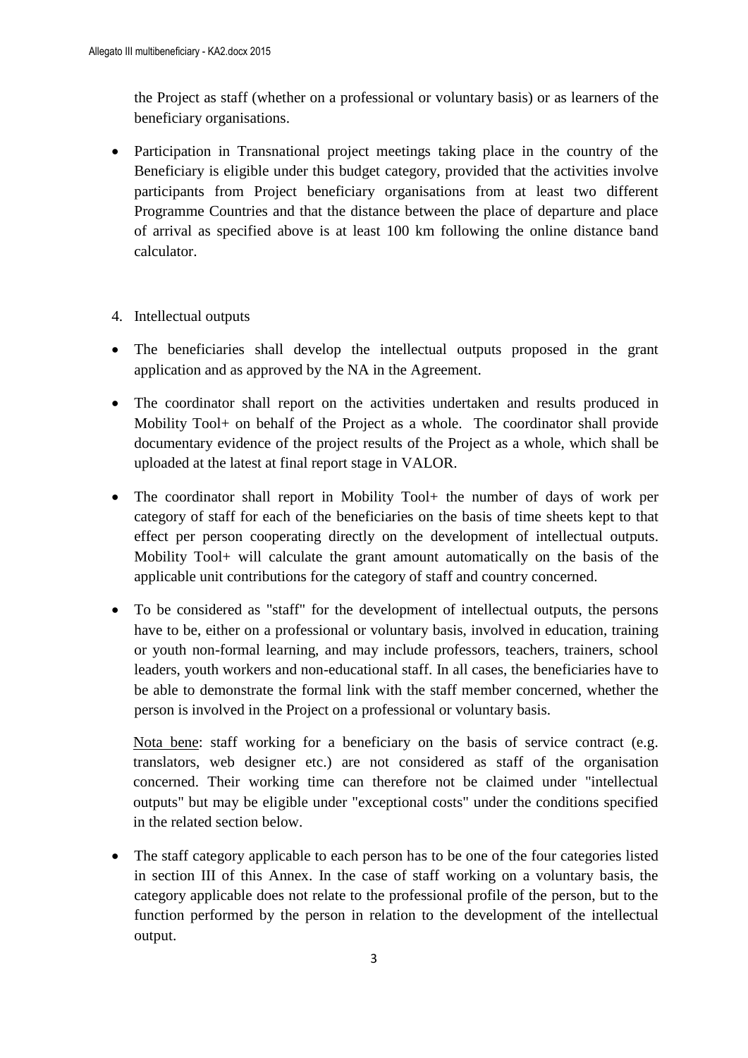the Project as staff (whether on a professional or voluntary basis) or as learners of the beneficiary organisations.

- Participation in Transnational project meetings taking place in the country of the Beneficiary is eligible under this budget category, provided that the activities involve participants from Project beneficiary organisations from at least two different Programme Countries and that the distance between the place of departure and place of arrival as specified above is at least 100 km following the online distance band calculator.

4. Intellectual outputs

- The beneficiaries shall develop the intellectual outputs proposed in the grant application and as approved by the NA in the Agreement.
- The coordinator shall report on the activities undertaken and results produced in Mobility Tool+ on behalf of the Project as a whole. The coordinator shall provide documentary evidence of the project results of the Project as a whole, which shall be uploaded at the latest at final report stage in VALOR.
- The coordinator shall report in Mobility Tool+ the number of days of work per category of staff for each of the beneficiaries on the basis of time sheets kept to that effect per person cooperating directly on the development of intellectual outputs. Mobility Tool+ will calculate the grant amount automatically on the basis of the applicable unit contributions for the category of staff and country concerned.
- To be considered as "staff" for the development of intellectual outputs, the persons have to be, either on a professional or voluntary basis, involved in education, training or youth non-formal learning, and may include professors, teachers, trainers, school leaders, youth workers and non-educational staff. In all cases, the beneficiaries have to be able to demonstrate the formal link with the staff member concerned, whether the person is involved in the Project on a professional or voluntary basis.

  Nota bene: staff working for a beneficiary on the basis of service contract (e.g. translators, web designer etc.) are not considered as staff of the organisation concerned. Their working time can therefore not be claimed under "intellectual outputs" but may be eligible under "exceptional costs" under the conditions specified in the related section below.

- The staff category applicable to each person has to be one of the four categories listed in section III of this Annex. In the case of staff working on a voluntary basis, the category applicable does not relate to the professional profile of the person, but to the function performed by the person in relation to the development of the intellectual output.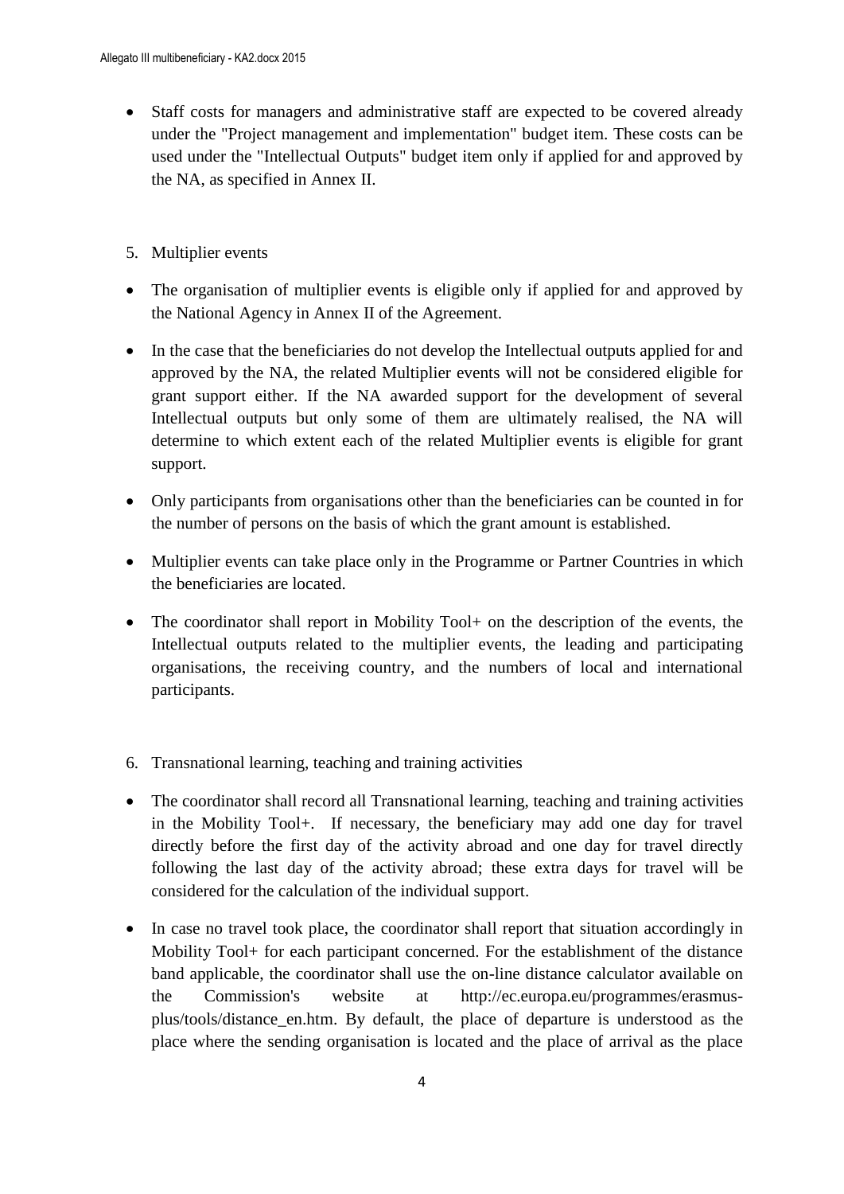- Staff costs for managers and administrative staff are expected to be covered already under the "Project management and implementation" budget item. These costs can be used under the "Intellectual Outputs" budget item only if applied for and approved by the NA, as specified in Annex II.

5. Multiplier events

- The organisation of multiplier events is eligible only if applied for and approved by the National Agency in Annex II of the Agreement.
- In the case that the beneficiaries do not develop the Intellectual outputs applied for and approved by the NA, the related Multiplier events will not be considered eligible for grant support either. If the NA awarded support for the development of several Intellectual outputs but only some of them are ultimately realised, the NA will determine to which extent each of the related Multiplier events is eligible for grant support.
- Only participants from organisations other than the beneficiaries can be counted in for the number of persons on the basis of which the grant amount is established.
- Multiplier events can take place only in the Programme or Partner Countries in which the beneficiaries are located.
- The coordinator shall report in Mobility Tool+ on the description of the events, the Intellectual outputs related to the multiplier events, the leading and participating organisations, the receiving country, and the numbers of local and international participants.

6. Transnational learning, teaching and training activities

- The coordinator shall record all Transnational learning, teaching and training activities in the Mobility Tool+. If necessary, the beneficiary may add one day for travel directly before the first day of the activity abroad and one day for travel directly following the last day of the activity abroad; these extra days for travel will be considered for the calculation of the individual support.
- In case no travel took place, the coordinator shall report that situation accordingly in Mobility Tool+ for each participant concerned. For the establishment of the distance band applicable, the coordinator shall use the on-line distance calculator available on the Commission's website at http://ec.europa.eu/programmes/erasmus-plus/tools/distance_en.htm. By default, the place of departure is understood as the place where the sending organisation is located and the place of arrival as the place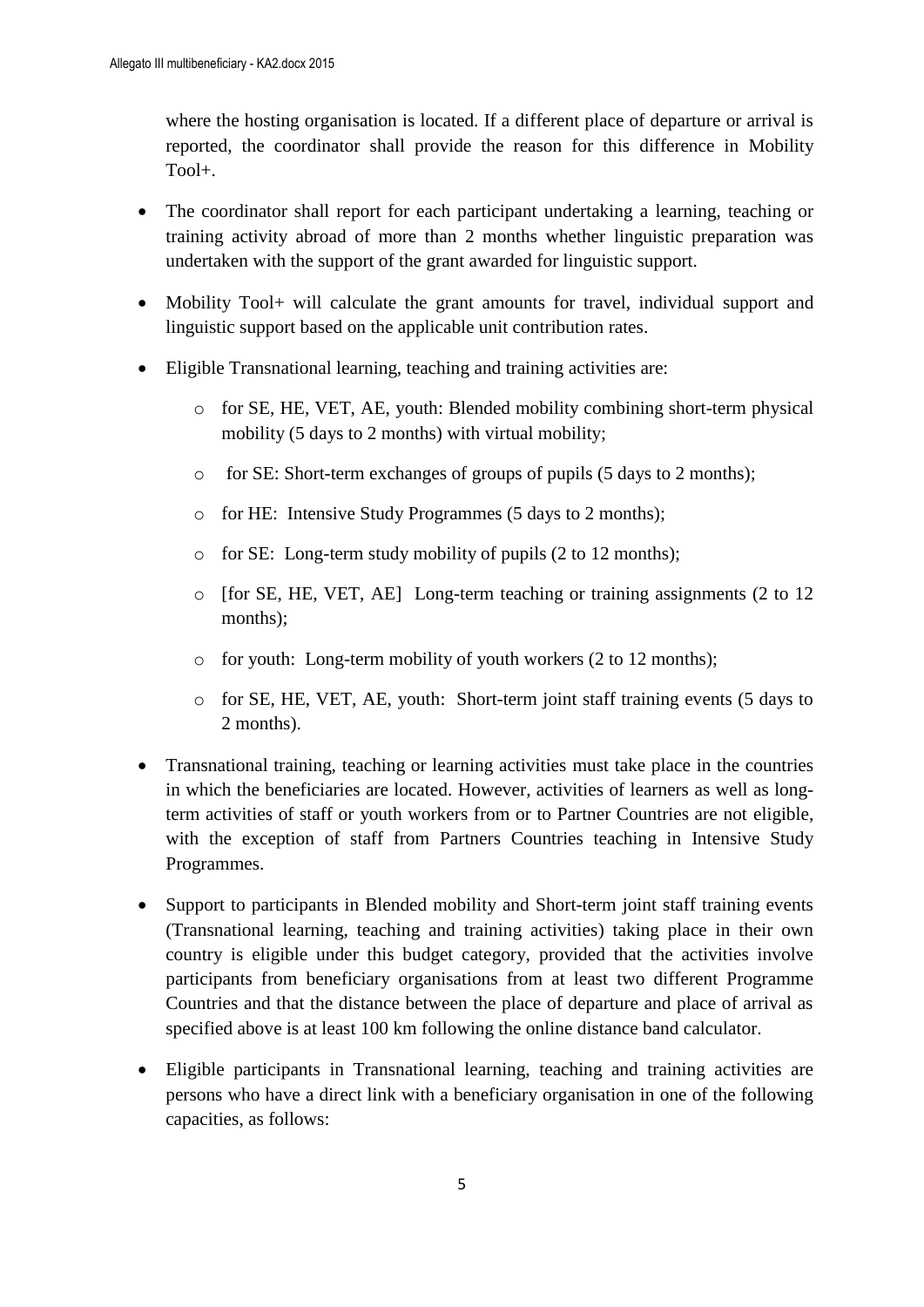where the hosting organisation is located. If a different place of departure or arrival is reported, the coordinator shall provide the reason for this difference in Mobility Tool+.

- The coordinator shall report for each participant undertaking a learning, teaching or training activity abroad of more than 2 months whether linguistic preparation was undertaken with the support of the grant awarded for linguistic support.

- Mobility Tool+ will calculate the grant amounts for travel, individual support and linguistic support based on the applicable unit contribution rates.

- Eligible Transnational learning, teaching and training activities are:

  - for SE, HE, VET, AE, youth: Blended mobility combining short-term physical mobility (5 days to 2 months) with virtual mobility;

  - for SE: Short-term exchanges of groups of pupils (5 days to 2 months);

  - for HE: Intensive Study Programmes (5 days to 2 months);

  - for SE: Long-term study mobility of pupils (2 to 12 months);

  - [for SE, HE, VET, AE] Long-term teaching or training assignments (2 to 12 months);

  - for youth: Long-term mobility of youth workers (2 to 12 months);

  - for SE, HE, VET, AE, youth: Short-term joint staff training events (5 days to 2 months).

- Transnational training, teaching or learning activities must take place in the countries in which the beneficiaries are located. However, activities of learners as well as long-term activities of staff or youth workers from or to Partner Countries are not eligible, with the exception of staff from Partners Countries teaching in Intensive Study Programmes.

- Support to participants in Blended mobility and Short-term joint staff training events (Transnational learning, teaching and training activities) taking place in their own country is eligible under this budget category, provided that the activities involve participants from beneficiary organisations from at least two different Programme Countries and that the distance between the place of departure and place of arrival as specified above is at least 100 km following the online distance band calculator.

- Eligible participants in Transnational learning, teaching and training activities are persons who have a direct link with a beneficiary organisation in one of the following capacities, as follows: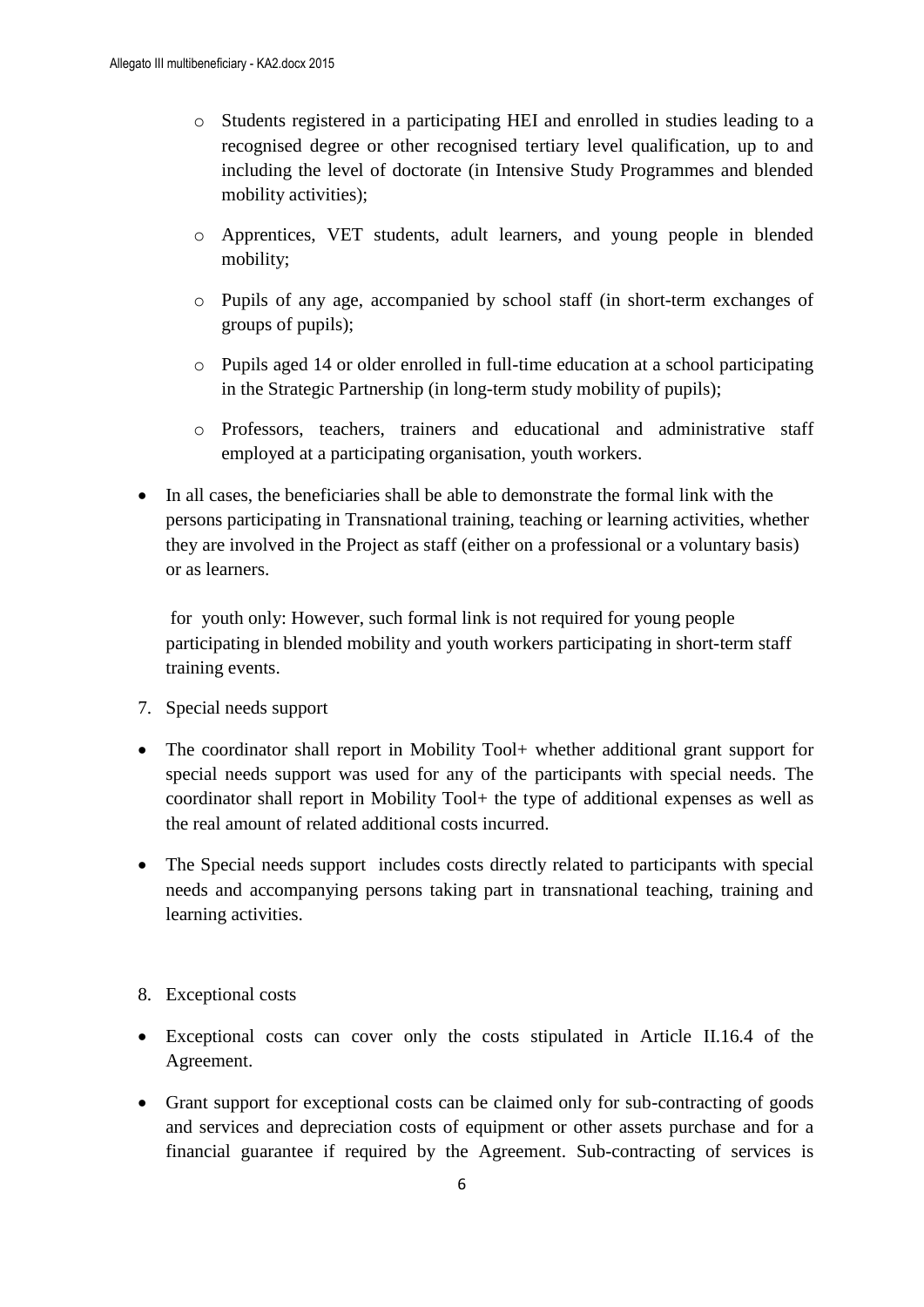- Students registered in a participating HEI and enrolled in studies leading to a recognised degree or other recognised tertiary level qualification, up to and including the level of doctorate (in Intensive Study Programmes and blended mobility activities);
  - Apprentices, VET students, adult learners, and young people in blended mobility;
  - Pupils of any age, accompanied by school staff (in short-term exchanges of groups of pupils);
  - Pupils aged 14 or older enrolled in full-time education at a school participating in the Strategic Partnership (in long-term study mobility of pupils);
  - Professors, teachers, trainers and educational and administrative staff employed at a participating organisation, youth workers.

- In all cases, the beneficiaries shall be able to demonstrate the formal link with the persons participating in Transnational training, teaching or learning activities, whether they are involved in the Project as staff (either on a professional or a voluntary basis) or as learners.

  for youth only: However, such formal link is not required for young people participating in blended mobility and youth workers participating in short-term staff training events.

7. Special needs support

- The coordinator shall report in Mobility Tool+ whether additional grant support for special needs support was used for any of the participants with special needs. The coordinator shall report in Mobility Tool+ the type of additional expenses as well as the real amount of related additional costs incurred.

- The Special needs support includes costs directly related to participants with special needs and accompanying persons taking part in transnational teaching, training and learning activities.

8. Exceptional costs

- Exceptional costs can cover only the costs stipulated in Article II.16.4 of the Agreement.

- Grant support for exceptional costs can be claimed only for sub-contracting of goods and services and depreciation costs of equipment or other assets purchase and for a financial guarantee if required by the Agreement. Sub-contracting of services is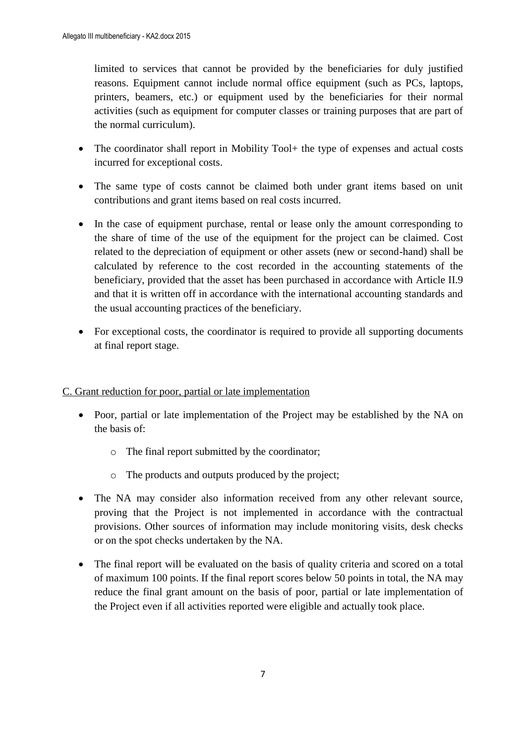limited to services that cannot be provided by the beneficiaries for duly justified reasons. Equipment cannot include normal office equipment (such as PCs, laptops, printers, beamers, etc.) or equipment used by the beneficiaries for their normal activities (such as equipment for computer classes or training purposes that are part of the normal curriculum).

- The coordinator shall report in Mobility Tool+ the type of expenses and actual costs incurred for exceptional costs.
- The same type of costs cannot be claimed both under grant items based on unit contributions and grant items based on real costs incurred.
- In the case of equipment purchase, rental or lease only the amount corresponding to the share of time of the use of the equipment for the project can be claimed. Cost related to the depreciation of equipment or other assets (new or second-hand) shall be calculated by reference to the cost recorded in the accounting statements of the beneficiary, provided that the asset has been purchased in accordance with Article II.9 and that it is written off in accordance with the international accounting standards and the usual accounting practices of the beneficiary.
- For exceptional costs, the coordinator is required to provide all supporting documents at final report stage.

<u>C. Grant reduction for poor, partial or late implementation</u>

- Poor, partial or late implementation of the Project may be established by the NA on the basis of:
    - The final report submitted by the coordinator;
    - The products and outputs produced by the project;
- The NA may consider also information received from any other relevant source, proving that the Project is not implemented in accordance with the contractual provisions. Other sources of information may include monitoring visits, desk checks or on the spot checks undertaken by the NA.
- The final report will be evaluated on the basis of quality criteria and scored on a total of maximum 100 points. If the final report scores below 50 points in total, the NA may reduce the final grant amount on the basis of poor, partial or late implementation of the Project even if all activities reported were eligible and actually took place.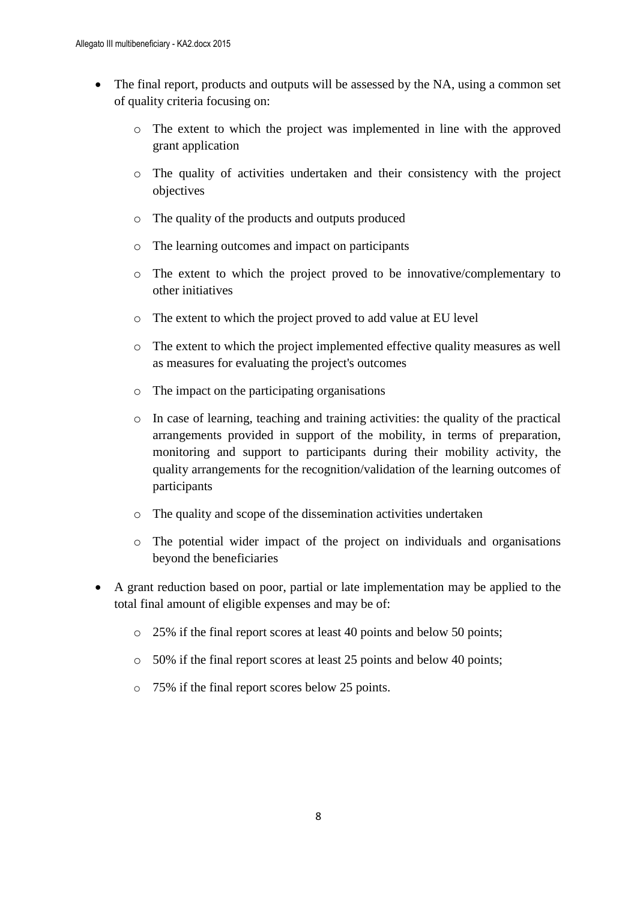- The final report, products and outputs will be assessed by the NA, using a common set of quality criteria focusing on:
    - The extent to which the project was implemented in line with the approved grant application
    - The quality of activities undertaken and their consistency with the project objectives
    - The quality of the products and outputs produced
    - The learning outcomes and impact on participants
    - The extent to which the project proved to be innovative/complementary to other initiatives
    - The extent to which the project proved to add value at EU level
    - The extent to which the project implemented effective quality measures as well as measures for evaluating the project's outcomes
    - The impact on the participating organisations
    - In case of learning, teaching and training activities: the quality of the practical arrangements provided in support of the mobility, in terms of preparation, monitoring and support to participants during their mobility activity, the quality arrangements for the recognition/validation of the learning outcomes of participants
    - The quality and scope of the dissemination activities undertaken
    - The potential wider impact of the project on individuals and organisations beyond the beneficiaries
- A grant reduction based on poor, partial or late implementation may be applied to the total final amount of eligible expenses and may be of:
    - 25% if the final report scores at least 40 points and below 50 points;
    - 50% if the final report scores at least 25 points and below 40 points;
    - 75% if the final report scores below 25 points.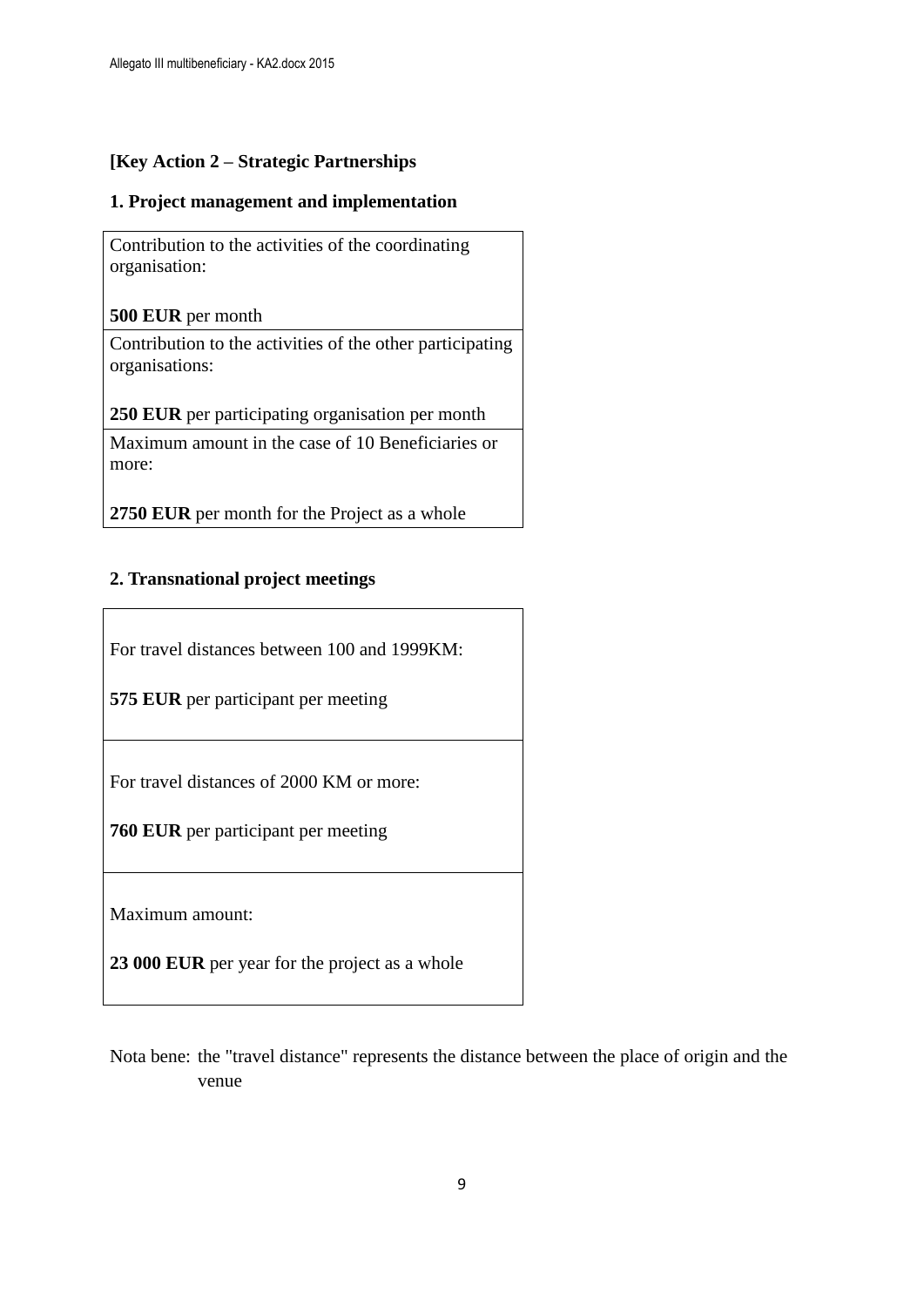**[Key Action 2 – Strategic Partnerships**

**1. Project management and implementation**

| Contribution to the activities of the coordinating organisation:<br><br>**500 EUR** per month |
|---|
| Contribution to the activities of the other participating organisations:<br><br>**250 EUR** per participating organisation per month |
| Maximum amount in the case of 10 Beneficiaries or more:<br><br>**2750 EUR** per month for the Project as a whole |

**2. Transnational project meetings**

| For travel distances between 100 and 1999KM:<br><br>**575 EUR** per participant per meeting |
|---|
| For travel distances of 2000 KM or more:<br><br>**760 EUR** per participant per meeting |
| Maximum amount:<br><br>**23 000 EUR** per year for the project as a whole |

Nota bene: the "travel distance" represents the distance between the place of origin and the venue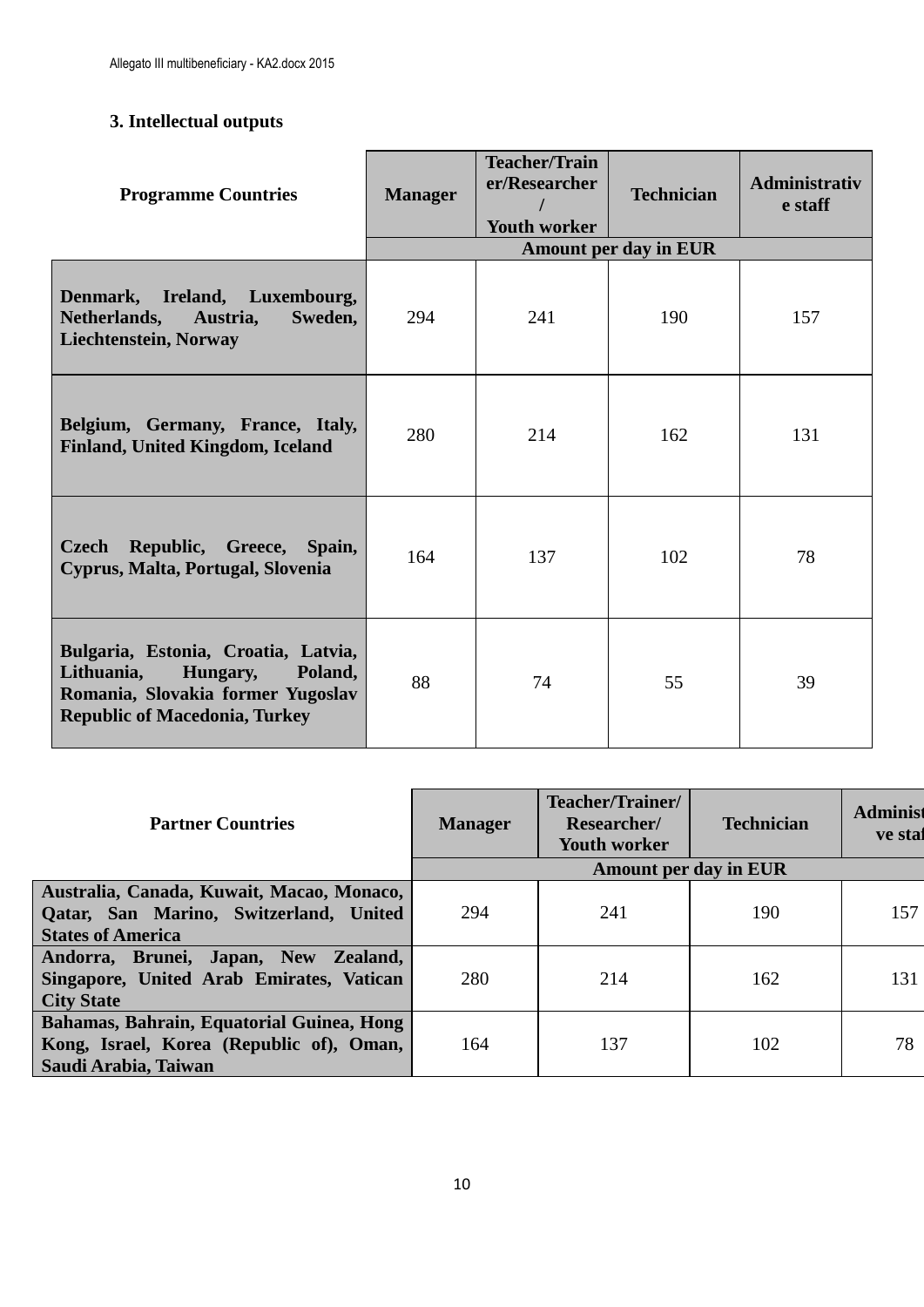### 3. Intellectual outputs

| Programme Countries | Manager | Teacher/Trainer/Researcher/Youth worker | Technician | Administrative staff |
|---|---|---|---|---|
| | Amount per day in EUR | | | |
| **Denmark, Ireland, Luxembourg, Netherlands, Austria, Sweden, Liechtenstein, Norway** | 294 | 241 | 190 | 157 |
| **Belgium, Germany, France, Italy, Finland, United Kingdom, Iceland** | 280 | 214 | 162 | 131 |
| **Czech Republic, Greece, Spain, Cyprus, Malta, Portugal, Slovenia** | 164 | 137 | 102 | 78 |
| **Bulgaria, Estonia, Croatia, Latvia, Lithuania, Hungary, Poland, Romania, Slovakia former Yugoslav Republic of Macedonia, Turkey** | 88 | 74 | 55 | 39 |

| Partner Countries | Manager | Teacher/Trainer/Researcher/Youth worker | Technician | Administrative staff |
|---|---|---|---|---|
| | Amount per day in EUR | | | |
| **Australia, Canada, Kuwait, Macao, Monaco, Qatar, San Marino, Switzerland, United States of America** | 294 | 241 | 190 | 157 |
| **Andorra, Brunei, Japan, New Zealand, Singapore, United Arab Emirates, Vatican City State** | 280 | 214 | 162 | 131 |
| **Bahamas, Bahrain, Equatorial Guinea, Hong Kong, Israel, Korea (Republic of), Oman, Saudi Arabia, Taiwan** | 164 | 137 | 102 | 78 |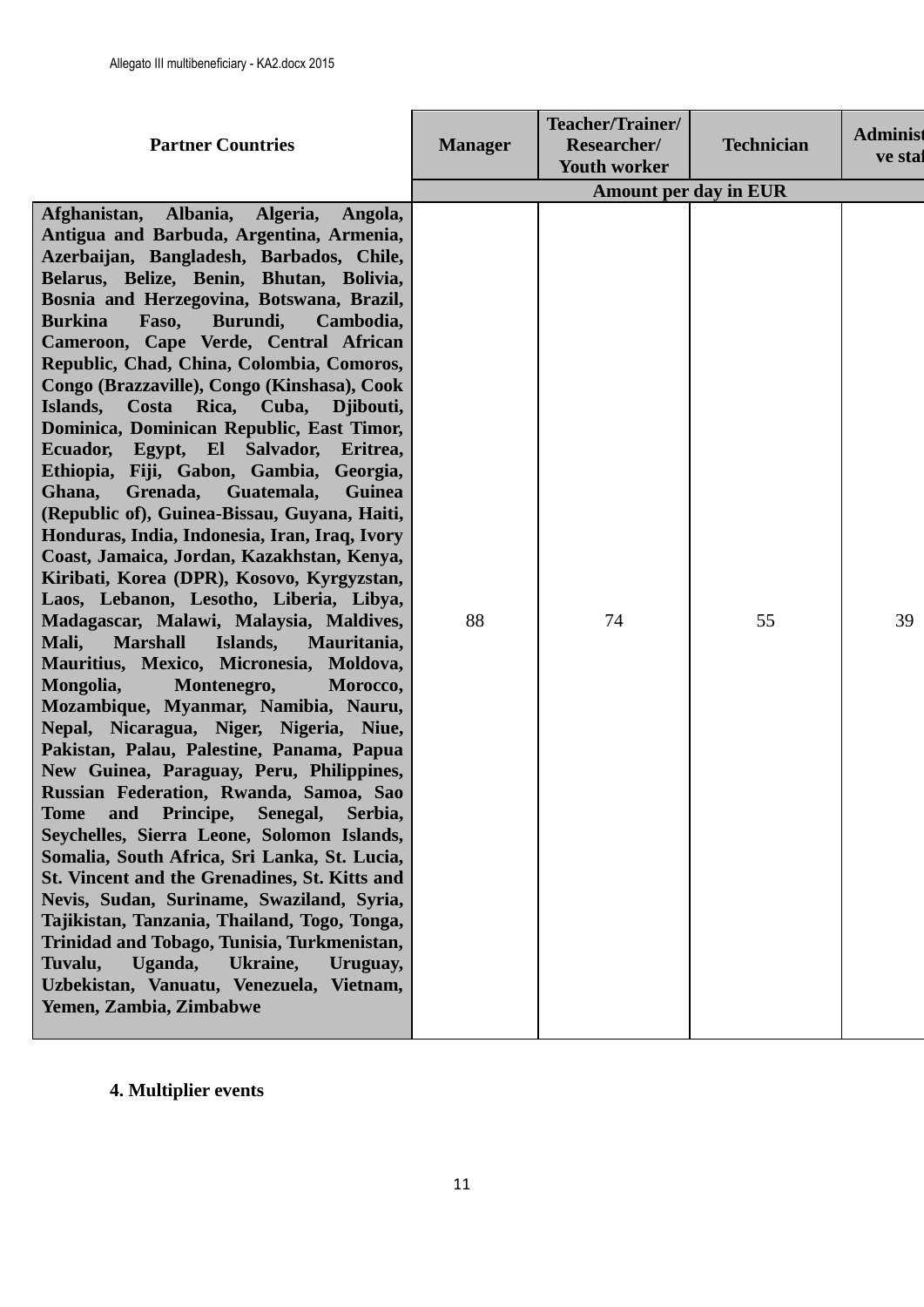| Partner Countries | Manager | Teacher/Trainer/ Researcher/ Youth worker | Technician | Administrative staff |
|---|---|---|---|---|
| | Amount per day in EUR | | | |
| **Afghanistan, Albania, Algeria, Angola, Antigua and Barbuda, Argentina, Armenia, Azerbaijan, Bangladesh, Barbados, Chile, Belarus, Belize, Benin, Bhutan, Bolivia, Bosnia and Herzegovina, Botswana, Brazil, Burkina Faso, Burundi, Cambodia, Cameroon, Cape Verde, Central African Republic, Chad, China, Colombia, Comoros, Congo (Brazzaville), Congo (Kinshasa), Cook Islands, Costa Rica, Cuba, Djibouti, Dominica, Dominican Republic, East Timor, Ecuador, Egypt, El Salvador, Eritrea, Ethiopia, Fiji, Gabon, Gambia, Georgia, Ghana, Grenada, Guatemala, Guinea (Republic of), Guinea-Bissau, Guyana, Haiti, Honduras, India, Indonesia, Iran, Iraq, Ivory Coast, Jamaica, Jordan, Kazakhstan, Kenya, Kiribati, Korea (DPR), Kosovo, Kyrgyzstan, Laos, Lebanon, Lesotho, Liberia, Libya, Madagascar, Malawi, Malaysia, Maldives, Mali, Marshall Islands, Mauritania, Mauritius, Mexico, Micronesia, Moldova, Mongolia, Montenegro, Morocco, Mozambique, Myanmar, Namibia, Nauru, Nepal, Nicaragua, Niger, Nigeria, Niue, Pakistan, Palau, Palestine, Panama, Papua New Guinea, Paraguay, Peru, Philippines, Russian Federation, Rwanda, Samoa, Sao Tome and Principe, Senegal, Serbia, Seychelles, Sierra Leone, Solomon Islands, Somalia, South Africa, Sri Lanka, St. Lucia, St. Vincent and the Grenadines, St. Kitts and Nevis, Sudan, Suriname, Swaziland, Syria, Tajikistan, Tanzania, Thailand, Togo, Tonga, Trinidad and Tobago, Tunisia, Turkmenistan, Tuvalu, Uganda, Ukraine, Uruguay, Uzbekistan, Vanuatu, Venezuela, Vietnam, Yemen, Zambia, Zimbabwe** | 88 | 74 | 55 | 39 |

**4. Multiplier events**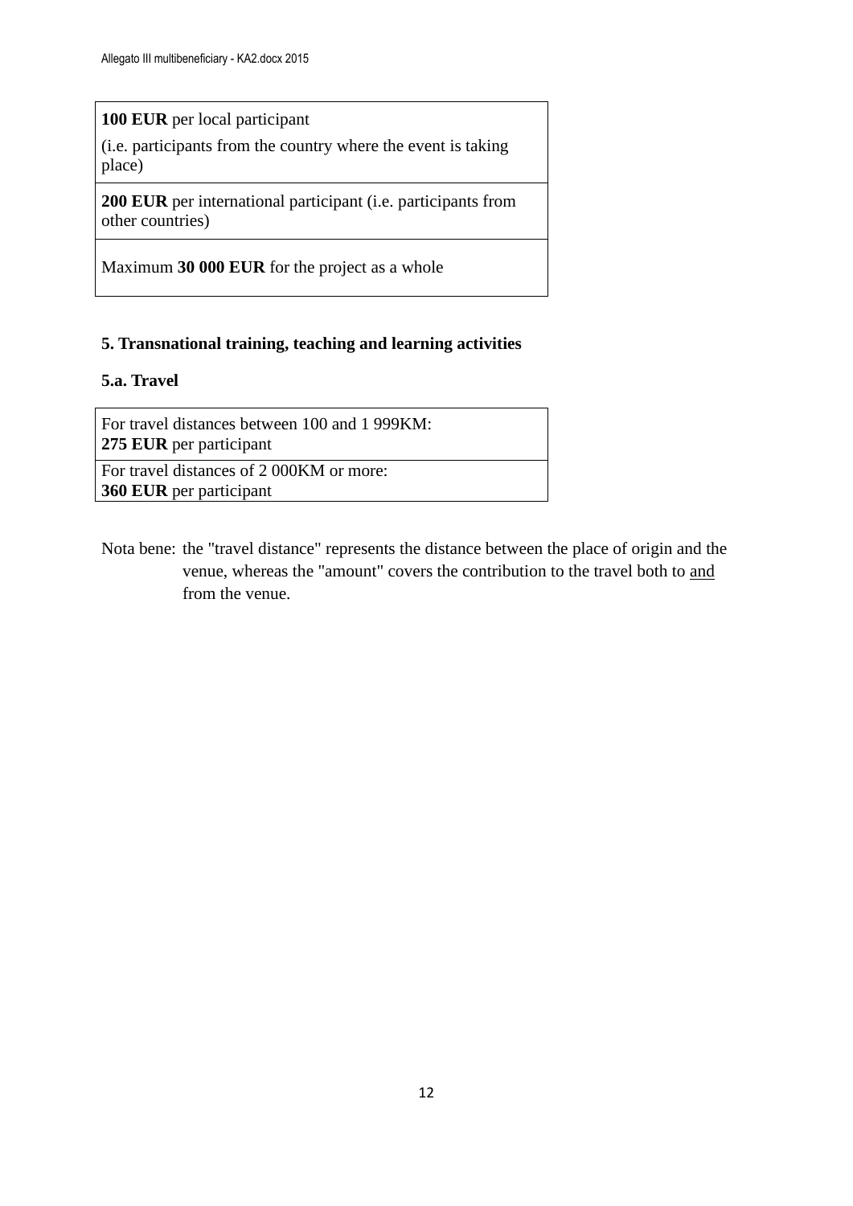| **100 EUR** per local participant (i.e. participants from the country where the event is taking place) |
|---|
| **200 EUR** per international participant (i.e. participants from other countries) |
| Maximum **30 000 EUR** for the project as a whole |

**5. Transnational training, teaching and learning activities**

**5.a. Travel**

| For travel distances between 100 and 1 999KM: **275 EUR** per participant |
|---|
| For travel distances of 2 000KM or more: **360 EUR** per participant |

Nota bene: the "travel distance" represents the distance between the place of origin and the venue, whereas the "amount" covers the contribution to the travel both to and from the venue.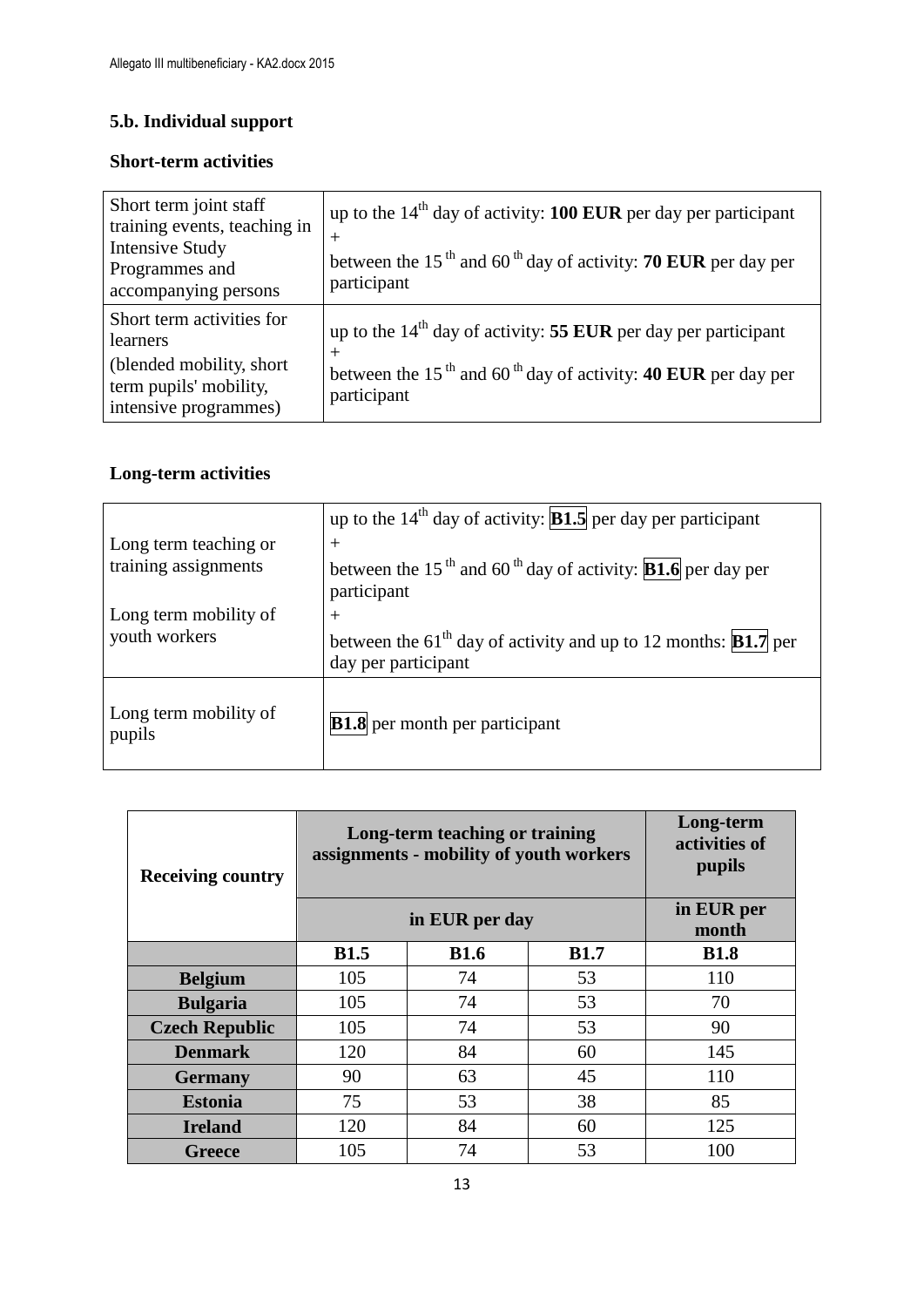### 5.b. Individual support

#### Short-term activities

| | |
|---|---|
| Short term joint staff training events, teaching in Intensive Study Programmes and accompanying persons | up to the 14th day of activity: **100 EUR** per day per participant<br>+<br>between the 15 th and 60 th day of activity: **70 EUR** per day per participant |
| Short term activities for learners<br>(blended mobility, short term pupils' mobility, intensive programmes) | up to the 14th day of activity: **55 EUR** per day per participant<br>+<br>between the 15 th and 60 th day of activity: **40 EUR** per day per participant |

#### Long-term activities

| | |
|---|---|
| Long term teaching or training assignments<br><br>Long term mobility of youth workers | up to the 14th day of activity: **B1.5** per day per participant<br>+<br>between the 15 th and 60 th day of activity: **B1.6** per day per participant<br>+<br>between the 61th day of activity and up to 12 months: **B1.7** per day per participant |
| Long term mobility of pupils | **B1.8** per month per participant |

| Receiving country | Long-term teaching or training assignments - mobility of youth workers | | | Long-term activities of pupils |
|---|---|---|---|---|
| | in EUR per day | | | in EUR per month |
| | **B1.5** | **B1.6** | **B1.7** | **B1.8** |
| **Belgium** | 105 | 74 | 53 | 110 |
| **Bulgaria** | 105 | 74 | 53 | 70 |
| **Czech Republic** | 105 | 74 | 53 | 90 |
| **Denmark** | 120 | 84 | 60 | 145 |
| **Germany** | 90 | 63 | 45 | 110 |
| **Estonia** | 75 | 53 | 38 | 85 |
| **Ireland** | 120 | 84 | 60 | 125 |
| **Greece** | 105 | 74 | 53 | 100 |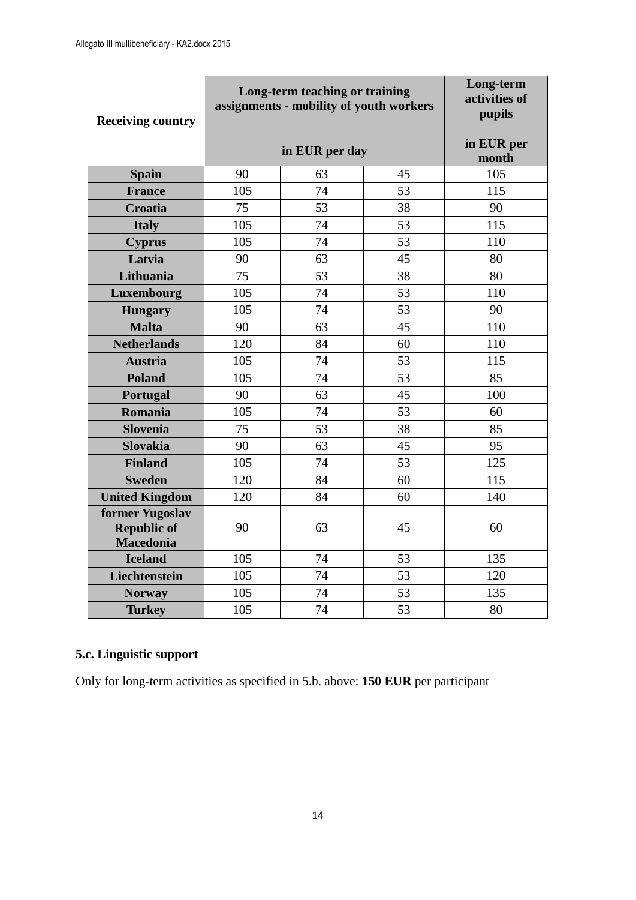| Receiving country | Long-term teaching or training assignments - mobility of youth workers | | | Long-term activities of pupils |
|---|---|---|---|---|
| | in EUR per day | | | in EUR per month |
| **Spain** | 90 | 63 | 45 | 105 |
| **France** | 105 | 74 | 53 | 115 |
| **Croatia** | 75 | 53 | 38 | 90 |
| **Italy** | 105 | 74 | 53 | 115 |
| **Cyprus** | 105 | 74 | 53 | 110 |
| **Latvia** | 90 | 63 | 45 | 80 |
| **Lithuania** | 75 | 53 | 38 | 80 |
| **Luxembourg** | 105 | 74 | 53 | 110 |
| **Hungary** | 105 | 74 | 53 | 90 |
| **Malta** | 90 | 63 | 45 | 110 |
| **Netherlands** | 120 | 84 | 60 | 110 |
| **Austria** | 105 | 74 | 53 | 115 |
| **Poland** | 105 | 74 | 53 | 85 |
| **Portugal** | 90 | 63 | 45 | 100 |
| **Romania** | 105 | 74 | 53 | 60 |
| **Slovenia** | 75 | 53 | 38 | 85 |
| **Slovakia** | 90 | 63 | 45 | 95 |
| **Finland** | 105 | 74 | 53 | 125 |
| **Sweden** | 120 | 84 | 60 | 115 |
| **United Kingdom** | 120 | 84 | 60 | 140 |
| **former Yugoslav Republic of Macedonia** | 90 | 63 | 45 | 60 |
| **Iceland** | 105 | 74 | 53 | 135 |
| **Liechtenstein** | 105 | 74 | 53 | 120 |
| **Norway** | 105 | 74 | 53 | 135 |
| **Turkey** | 105 | 74 | 53 | 80 |

### 5.c. Linguistic support

Only for long-term activities as specified in 5.b. above: **150 EUR** per participant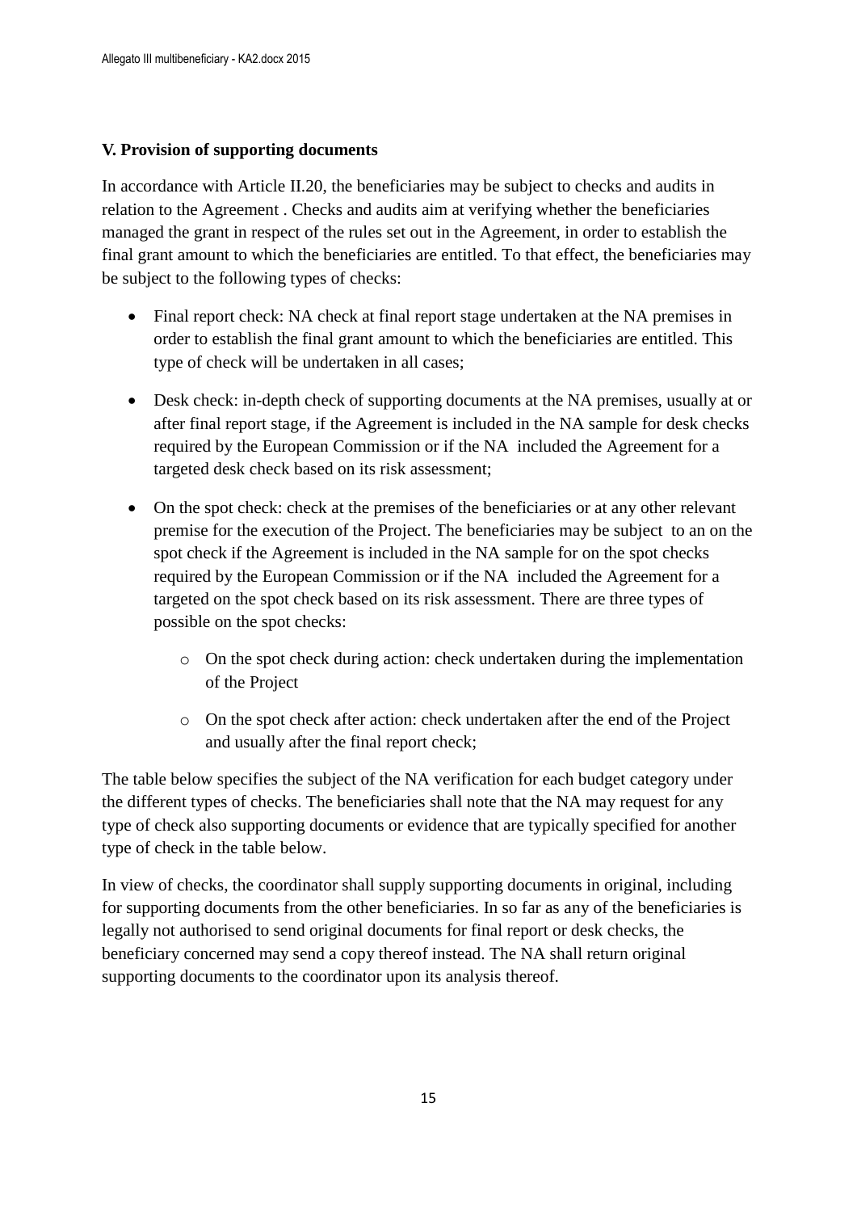**V. Provision of supporting documents**

In accordance with Article II.20, the beneficiaries may be subject to checks and audits in relation to the Agreement . Checks and audits aim at verifying whether the beneficiaries managed the grant in respect of the rules set out in the Agreement, in order to establish the final grant amount to which the beneficiaries are entitled. To that effect, the beneficiaries may be subject to the following types of checks:

- Final report check: NA check at final report stage undertaken at the NA premises in order to establish the final grant amount to which the beneficiaries are entitled. This type of check will be undertaken in all cases;
- Desk check: in-depth check of supporting documents at the NA premises, usually at or after final report stage, if the Agreement is included in the NA sample for desk checks required by the European Commission or if the NA included the Agreement for a targeted desk check based on its risk assessment;
- On the spot check: check at the premises of the beneficiaries or at any other relevant premise for the execution of the Project. The beneficiaries may be subject to an on the spot check if the Agreement is included in the NA sample for on the spot checks required by the European Commission or if the NA included the Agreement for a targeted on the spot check based on its risk assessment. There are three types of possible on the spot checks:
    - On the spot check during action: check undertaken during the implementation of the Project
    - On the spot check after action: check undertaken after the end of the Project and usually after the final report check;

The table below specifies the subject of the NA verification for each budget category under the different types of checks. The beneficiaries shall note that the NA may request for any type of check also supporting documents or evidence that are typically specified for another type of check in the table below.

In view of checks, the coordinator shall supply supporting documents in original, including for supporting documents from the other beneficiaries. In so far as any of the beneficiaries is legally not authorised to send original documents for final report or desk checks, the beneficiary concerned may send a copy thereof instead. The NA shall return original supporting documents to the coordinator upon its analysis thereof.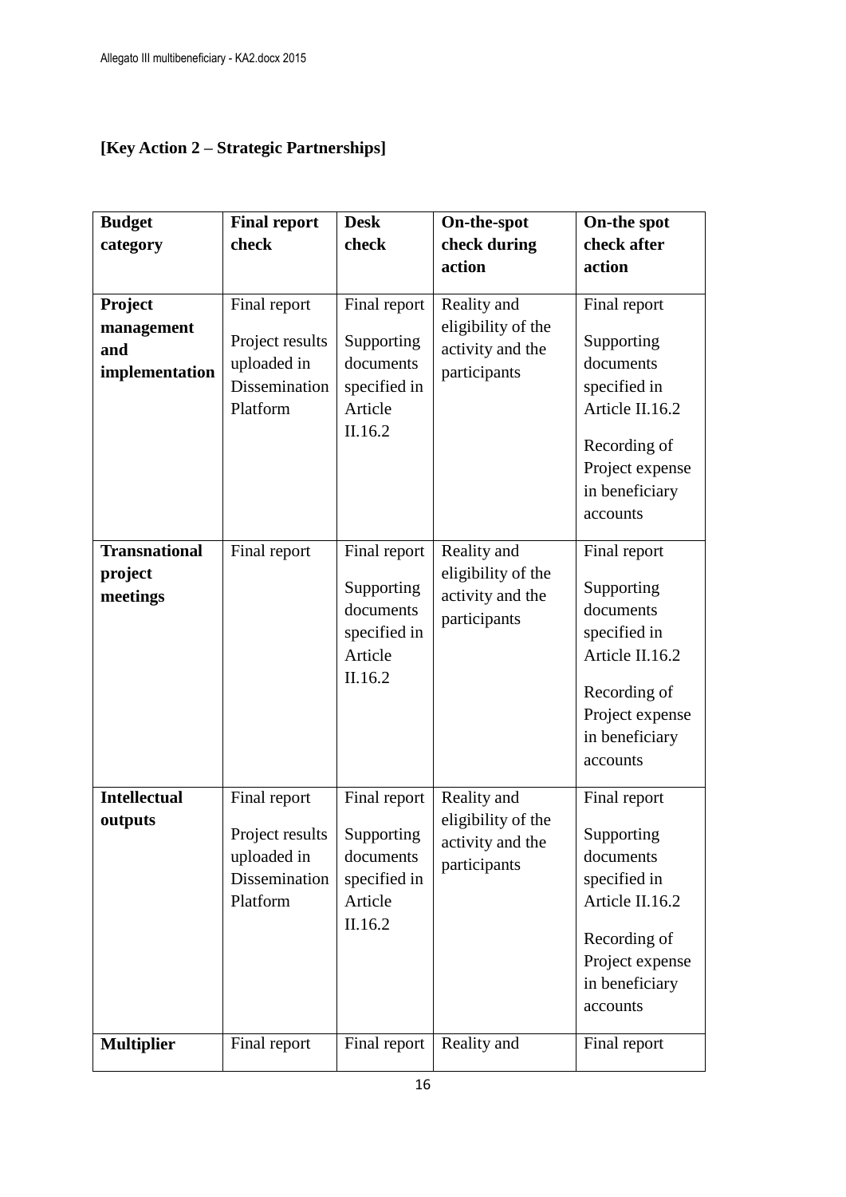**[Key Action 2 – Strategic Partnerships]**

| **Budget category** | **Final report check** | **Desk check** | **On-the-spot check during action** | **On-the spot check after action** |
|---|---|---|---|---|
| **Project management and implementation** | Final report<br><br>Project results uploaded in Dissemination Platform | Final report<br><br>Supporting documents specified in Article II.16.2 | Reality and eligibility of the activity and the participants | Final report<br><br>Supporting documents specified in Article II.16.2<br><br>Recording of Project expense in beneficiary accounts |
| **Transnational project meetings** | Final report | Final report<br><br>Supporting documents specified in Article II.16.2 | Reality and eligibility of the activity and the participants | Final report<br><br>Supporting documents specified in Article II.16.2<br><br>Recording of Project expense in beneficiary accounts |
| **Intellectual outputs** | Final report<br><br>Project results uploaded in Dissemination Platform | Final report<br><br>Supporting documents specified in Article II.16.2 | Reality and eligibility of the activity and the participants | Final report<br><br>Supporting documents specified in Article II.16.2<br><br>Recording of Project expense in beneficiary accounts |
| **Multiplier** | Final report | Final report | Reality and | Final report |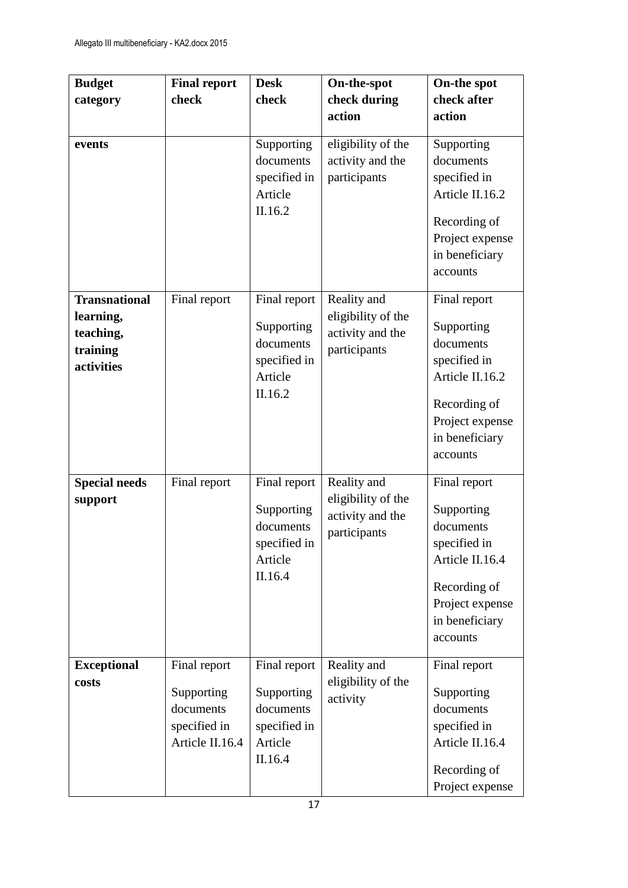| Budget category | Final report check | Desk check | On-the-spot check during action | On-the spot check after action |
|---|---|---|---|---|
| **events** | | Supporting documents specified in Article II.16.2 | eligibility of the activity and the participants | Supporting documents specified in Article II.16.2<br><br>Recording of Project expense in beneficiary accounts |
| **Transnational learning, teaching, training activities** | Final report | Final report<br><br>Supporting documents specified in Article II.16.2 | Reality and eligibility of the activity and the participants | Final report<br><br>Supporting documents specified in Article II.16.2<br><br>Recording of Project expense in beneficiary accounts |
| **Special needs support** | Final report | Final report<br><br>Supporting documents specified in Article II.16.4 | Reality and eligibility of the activity and the participants | Final report<br><br>Supporting documents specified in Article II.16.4<br><br>Recording of Project expense in beneficiary accounts |
| **Exceptional costs** | Final report<br><br>Supporting documents specified in Article II.16.4 | Final report<br><br>Supporting documents specified in Article II.16.4 | Reality and eligibility of the activity | Final report<br><br>Supporting documents specified in Article II.16.4<br><br>Recording of Project expense |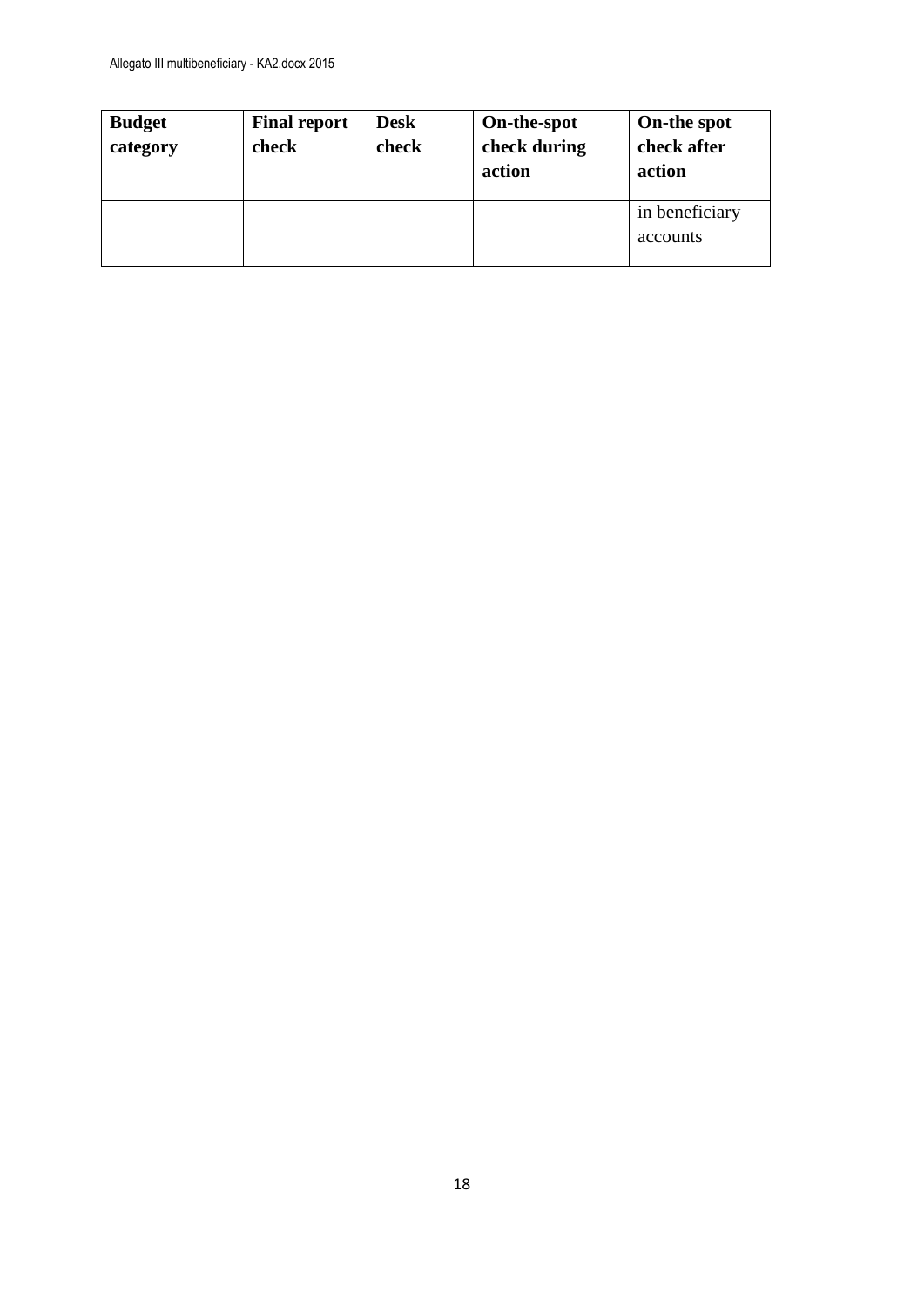| **Budget category** | **Final report check** | **Desk check** | **On-the-spot check during action** | **On-the spot check after action** |
|---|---|---|---|---|
| | | | | in beneficiary accounts |